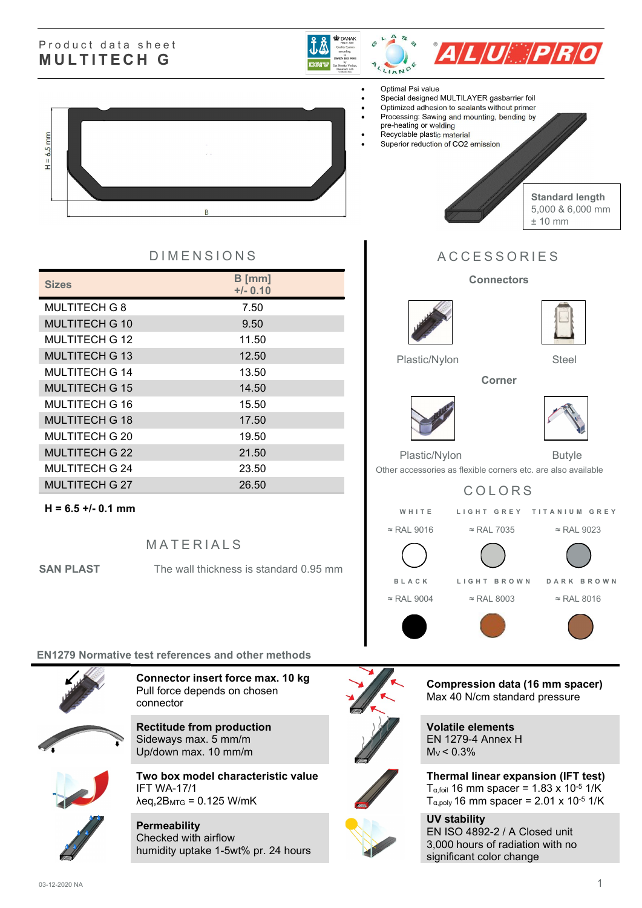Product data sheet
# MULTITECH G

- Optimal Psi value
- Special designed MULTILAYER gasbarrier foil
- Optimized adhesion to sealants without primer
- Processing: Sawing and mounting, bending by pre-heating or welding
- Recyclable plastic material
- Superior reduction of CO2 emission

H = 6.5 mm

B

**Standard length**
5,000 & 6,000 mm
± 10 mm

## DIMENSIONS

| Sizes | B [mm] +/- 0.10 |
|---|---|
| MULTITECH G 8 | 7.50 |
| MULTITECH G 10 | 9.50 |
| MULTITECH G 12 | 11.50 |
| MULTITECH G 13 | 12.50 |
| MULTITECH G 14 | 13.50 |
| MULTITECH G 15 | 14.50 |
| MULTITECH G 16 | 15.50 |
| MULTITECH G 18 | 17.50 |
| MULTITECH G 20 | 19.50 |
| MULTITECH G 22 | 21.50 |
| MULTITECH G 24 | 23.50 |
| MULTITECH G 27 | 26.50 |

**H = 6.5 +/- 0.1 mm**

## MATERIALS

**SAN PLAST** The wall thickness is standard 0.95 mm

## ACCESSORIES

### Connectors

Plastic/Nylon — Steel

### Corner

Plastic/Nylon — Butyle

Other accessories as flexible corners etc. are also available

## COLORS

| WHITE | LIGHT GREY | TITANIUM GREY |
|---|---|---|
| ≈ RAL 9016 | ≈ RAL 7035 | ≈ RAL 9023 |

| BLACK | LIGHT BROWN | DARK BROWN |
|---|---|---|
| ≈ RAL 9004 | ≈ RAL 8003 | ≈ RAL 8016 |

## EN1279 Normative test references and other methods

**Connector insert force max. 10 kg**
Pull force depends on chosen connector

**Rectitude from production**
Sideways max. 5 mm/m
Up/down max. 10 mm/m

**Two box model characteristic value**
IFT WA-17/1
$\lambda eq,2B_{MTG}$ = 0.125 W/mK

**Permeability**
Checked with airflow
humidity uptake 1-5wt% pr. 24 hours

**Compression data (16 mm spacer)**
Max 40 N/cm standard pressure

**Volatile elements**
EN 1279-4 Annex H
$M_V$ < 0.3%

**Thermal linear expansion (IFT test)**
$T_{\alpha,foil}$ 16 mm spacer = 1.83 x $10^{-5}$ 1/K
$T_{\alpha,poly}$ 16 mm spacer = 2.01 x $10^{-5}$ 1/K

**UV stability**
EN ISO 4892-2 / A Closed unit
3,000 hours of radiation with no significant color change

03-12-2020 NA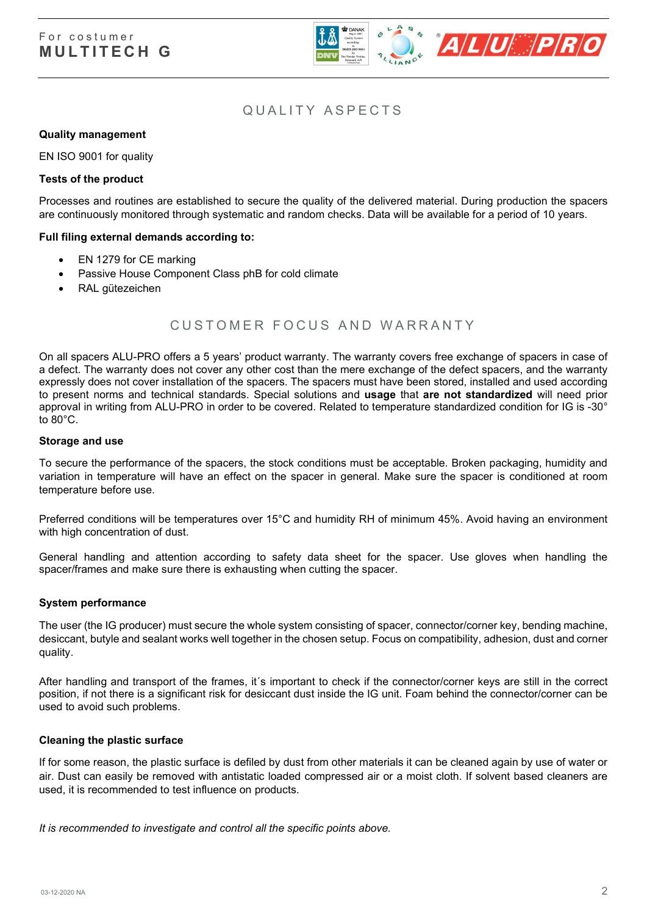## QUALITY ASPECTS

**Quality management**

EN ISO 9001 for quality

**Tests of the product**

Processes and routines are established to secure the quality of the delivered material. During production the spacers are continuously monitored through systematic and random checks. Data will be available for a period of 10 years.

**Full filing external demands according to:**

- EN 1279 for CE marking
- Passive House Component Class phB for cold climate
- RAL gütezeichen

## CUSTOMER FOCUS AND WARRANTY

On all spacers ALU-PRO offers a 5 years' product warranty. The warranty covers free exchange of spacers in case of a defect. The warranty does not cover any other cost than the mere exchange of the defect spacers, and the warranty expressly does not cover installation of the spacers. The spacers must have been stored, installed and used according to present norms and technical standards. Special solutions and **usage** that **are not standardized** will need prior approval in writing from ALU-PRO in order to be covered. Related to temperature standardized condition for IG is -30° to 80°C.

**Storage and use**

To secure the performance of the spacers, the stock conditions must be acceptable. Broken packaging, humidity and variation in temperature will have an effect on the spacer in general. Make sure the spacer is conditioned at room temperature before use.

Preferred conditions will be temperatures over 15°C and humidity RH of minimum 45%. Avoid having an environment with high concentration of dust.

General handling and attention according to safety data sheet for the spacer. Use gloves when handling the spacer/frames and make sure there is exhausting when cutting the spacer.

**System performance**

The user (the IG producer) must secure the whole system consisting of spacer, connector/corner key, bending machine, desiccant, butyle and sealant works well together in the chosen setup. Focus on compatibility, adhesion, dust and corner quality.

After handling and transport of the frames, it´s important to check if the connector/corner keys are still in the correct position, if not there is a significant risk for desiccant dust inside the IG unit. Foam behind the connector/corner can be used to avoid such problems.

**Cleaning the plastic surface**

If for some reason, the plastic surface is defiled by dust from other materials it can be cleaned again by use of water or air. Dust can easily be removed with antistatic loaded compressed air or a moist cloth. If solvent based cleaners are used, it is recommended to test influence on products.

*It is recommended to investigate and control all the specific points above.*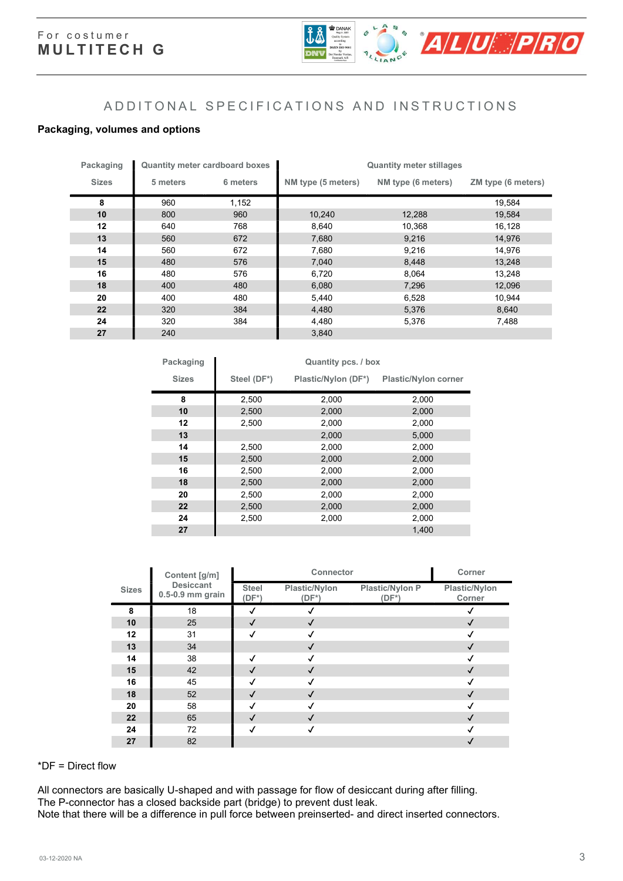For costumer
**MULTITECH G**

## ADDITONAL SPECIFICATIONS AND INSTRUCTIONS

**Packaging, volumes and options**

| Packaging | Quantity meter cardboard boxes | | Quantity meter stillages | | |
|---|---|---|---|---|---|
| Sizes | 5 meters | 6 meters | NM type (5 meters) | NM type (6 meters) | ZM type (6 meters) |
| **8** | 960 | 1,152 | | | 19,584 |
| **10** | 800 | 960 | 10,240 | 12,288 | 19,584 |
| **12** | 640 | 768 | 8,640 | 10,368 | 16,128 |
| **13** | 560 | 672 | 7,680 | 9,216 | 14,976 |
| **14** | 560 | 672 | 7,680 | 9,216 | 14,976 |
| **15** | 480 | 576 | 7,040 | 8,448 | 13,248 |
| **16** | 480 | 576 | 6,720 | 8,064 | 13,248 |
| **18** | 400 | 480 | 6,080 | 7,296 | 12,096 |
| **20** | 400 | 480 | 5,440 | 6,528 | 10,944 |
| **22** | 320 | 384 | 4,480 | 5,376 | 8,640 |
| **24** | 320 | 384 | 4,480 | 5,376 | 7,488 |
| **27** | 240 | | 3,840 | | |

| Packaging | Quantity pcs. / box | | |
|---|---|---|---|
| Sizes | Steel (DF*) | Plastic/Nylon (DF*) | Plastic/Nylon corner |
| **8** | 2,500 | 2,000 | 2,000 |
| **10** | 2,500 | 2,000 | 2,000 |
| **12** | 2,500 | 2,000 | 2,000 |
| **13** | | 2,000 | 5,000 |
| **14** | 2,500 | 2,000 | 2,000 |
| **15** | 2,500 | 2,000 | 2,000 |
| **16** | 2,500 | 2,000 | 2,000 |
| **18** | 2,500 | 2,000 | 2,000 |
| **20** | 2,500 | 2,000 | 2,000 |
| **22** | 2,500 | 2,000 | 2,000 |
| **24** | 2,500 | 2,000 | 2,000 |
| **27** | | | 1,400 |

| Sizes | Content [g/m] Desiccant 0.5-0.9 mm grain | Connector | | | Corner |
|---|---|---|---|---|---|
| | | Steel (DF*) | Plastic/Nylon (DF*) | Plastic/Nylon P (DF*) | Plastic/Nylon Corner |
| **8** | 18 | ✓ | ✓ | | ✓ |
| **10** | 25 | ✓ | ✓ | | ✓ |
| **12** | 31 | ✓ | ✓ | | ✓ |
| **13** | 34 | | ✓ | | ✓ |
| **14** | 38 | ✓ | ✓ | | ✓ |
| **15** | 42 | ✓ | ✓ | | ✓ |
| **16** | 45 | ✓ | ✓ | | ✓ |
| **18** | 52 | ✓ | ✓ | | ✓ |
| **20** | 58 | ✓ | ✓ | | ✓ |
| **22** | 65 | ✓ | ✓ | | ✓ |
| **24** | 72 | ✓ | ✓ | | ✓ |
| **27** | 82 | | | | ✓ |

*DF = Direct flow

All connectors are basically U-shaped and with passage for flow of desiccant during after filling.
The P-connector has a closed backside part (bridge) to prevent dust leak.
Note that there will be a difference in pull force between preinserted- and direct inserted connectors.

03-12-2020 NA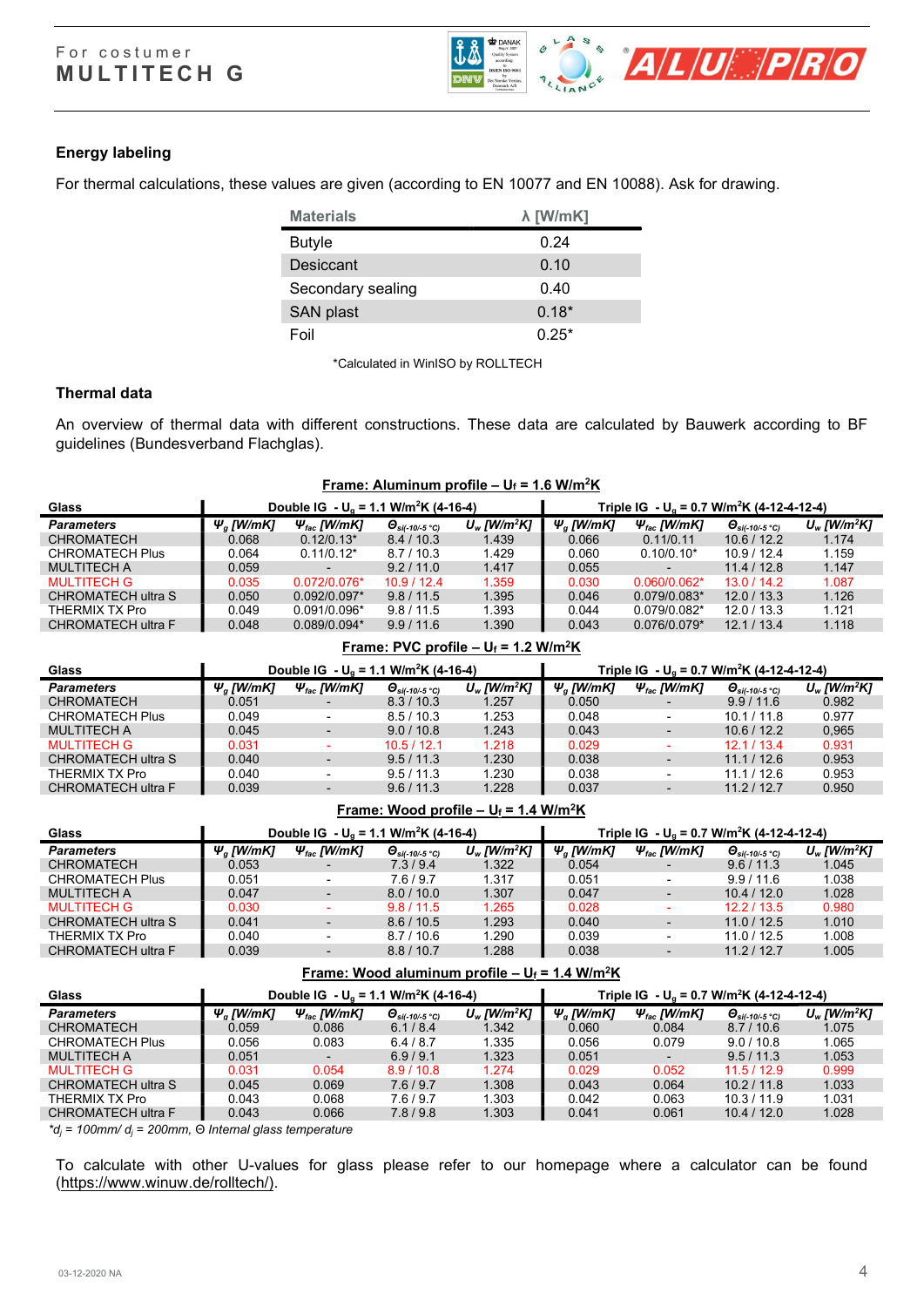For costumer
**MULTITECH G**

### Energy labeling

For thermal calculations, these values are given (according to EN 10077 and EN 10088). Ask for drawing.

| Materials | λ [W/mK] |
|---|---|
| Butyle | 0.24 |
| Desiccant | 0.10 |
| Secondary sealing | 0.40 |
| SAN plast | 0.18* |
| Foil | 0.25* |

*Calculated in WinISO by ROLLTECH

### Thermal data

An overview of thermal data with different constructions. These data are calculated by Bauwerk according to BF guidelines (Bundesverband Flachglas).

**Frame: Aluminum profile – $U_f$ = 1.6 W/m²K**

| Glass | Double IG - $U_g$ = 1.1 W/m²K (4-16-4) | | | | Triple IG - $U_g$ = 0.7 W/m²K (4-12-4-12-4) | | | |
|---|---|---|---|---|---|---|---|---|
| ***Parameters*** | $\Psi_g$ [W/mK] | $\Psi_{fac}$ [W/mK] | $\Theta_{si(-10/-5\,°C)}$ | $U_w$ [W/m²K] | $\Psi_g$ [W/mK] | $\Psi_{fac}$ [W/mK] | $\Theta_{si(-10/-5\,°C)}$ | $U_w$ [W/m²K] |
| CHROMATECH | 0.068 | 0.12/0.13* | 8.4 / 10.3 | 1.439 | 0.066 | 0.11/0.11 | 10.6 / 12.2 | 1.174 |
| CHROMATECH Plus | 0.064 | 0.11/0.12* | 8.7 / 10.3 | 1.429 | 0.060 | 0.10/0.10* | 10.9 / 12.4 | 1.159 |
| MULTITECH A | 0.059 | - | 9.2 / 11.0 | 1.417 | 0.055 | - | 11.4 / 12.8 | 1.147 |
| MULTITECH G | 0.035 | 0.072/0.076* | 10.9 / 12.4 | 1.359 | 0.030 | 0.060/0.062* | 13.0 / 14.2 | 1.087 |
| CHROMATECH ultra S | 0.050 | 0.092/0.097* | 9.8 / 11.5 | 1.395 | 0.046 | 0.079/0.083* | 12.0 / 13.3 | 1.126 |
| THERMIX TX Pro | 0.049 | 0.091/0.096* | 9.8 / 11.5 | 1.393 | 0.044 | 0.079/0.082* | 12.0 / 13.3 | 1.121 |
| CHROMATECH ultra F | 0.048 | 0.089/0.094* | 9.9 / 11.6 | 1.390 | 0.043 | 0.076/0.079* | 12.1 / 13.4 | 1.118 |

**Frame: PVC profile – $U_f$ = 1.2 W/m²K**

| Glass | Double IG - $U_g$ = 1.1 W/m²K (4-16-4) | | | | Triple IG - $U_g$ = 0.7 W/m²K (4-12-4-12-4) | | | |
|---|---|---|---|---|---|---|---|---|
| ***Parameters*** | $\Psi_g$ [W/mK] | $\Psi_{fac}$ [W/mK] | $\Theta_{si(-10/-5\,°C)}$ | $U_w$ [W/m²K] | $\Psi_g$ [W/mK] | $\Psi_{fac}$ [W/mK] | $\Theta_{si(-10/-5\,°C)}$ | $U_w$ [W/m²K] |
| CHROMATECH | 0.051 | - | 8.3 / 10.3 | 1.257 | 0.050 | - | 9.9 / 11.6 | 0.982 |
| CHROMATECH Plus | 0.049 | - | 8.5 / 10.3 | 1.253 | 0.048 | - | 10.1 / 11.8 | 0.977 |
| MULTITECH A | 0.045 | - | 9.0 / 10.8 | 1.243 | 0.043 | - | 10.6 / 12.2 | 0,965 |
| MULTITECH G | 0.031 | - | 10.5 / 12.1 | 1.218 | 0.029 | - | 12.1 / 13.4 | 0.931 |
| CHROMATECH ultra S | 0.040 | - | 9.5 / 11.3 | 1.230 | 0.038 | - | 11.1 / 12.6 | 0.953 |
| THERMIX TX Pro | 0.040 | - | 9.5 / 11.3 | 1.230 | 0.038 | - | 11.1 / 12.6 | 0.953 |
| CHROMATECH ultra F | 0.039 | - | 9.6 / 11.3 | 1.228 | 0.037 | - | 11.2 / 12.7 | 0.950 |

**Frame: Wood profile – $U_f$ = 1.4 W/m²K**

| Glass | Double IG - $U_g$ = 1.1 W/m²K (4-16-4) | | | | Triple IG - $U_g$ = 0.7 W/m²K (4-12-4-12-4) | | | |
|---|---|---|---|---|---|---|---|---|
| ***Parameters*** | $\Psi_g$ [W/mK] | $\Psi_{fac}$ [W/mK] | $\Theta_{si(-10/-5\,°C)}$ | $U_w$ [W/m²K] | $\Psi_g$ [W/mK] | $\Psi_{fac}$ [W/mK] | $\Theta_{si(-10/-5\,°C)}$ | $U_w$ [W/m²K] |
| CHROMATECH | 0.053 | - | 7.3 / 9.4 | 1.322 | 0.054 | - | 9.6 / 11.3 | 1.045 |
| CHROMATECH Plus | 0.051 | - | 7.6 / 9.7 | 1.317 | 0.051 | - | 9.9 / 11.6 | 1.038 |
| MULTITECH A | 0.047 | - | 8.0 / 10.0 | 1.307 | 0.047 | - | 10.4 / 12.0 | 1.028 |
| MULTITECH G | 0.030 | - | 9.8 / 11.5 | 1.265 | 0.028 | - | 12.2 / 13.5 | 0.980 |
| CHROMATECH ultra S | 0.041 | - | 8.6 / 10.5 | 1.293 | 0.040 | - | 11.0 / 12.5 | 1.010 |
| THERMIX TX Pro | 0.040 | - | 8.7 / 10.6 | 1.290 | 0.039 | - | 11.0 / 12.5 | 1.008 |
| CHROMATECH ultra F | 0.039 | - | 8.8 / 10.7 | 1.288 | 0.038 | - | 11.2 / 12.7 | 1.005 |

**Frame: Wood aluminum profile – $U_f$ = 1.4 W/m²K**

| Glass | Double IG - $U_g$ = 1.1 W/m²K (4-16-4) | | | | Triple IG - $U_g$ = 0.7 W/m²K (4-12-4-12-4) | | | |
|---|---|---|---|---|---|---|---|---|
| ***Parameters*** | $\Psi_g$ [W/mK] | $\Psi_{fac}$ [W/mK] | $\Theta_{si(-10/-5\,°C)}$ | $U_w$ [W/m²K] | $\Psi_g$ [W/mK] | $\Psi_{fac}$ [W/mK] | $\Theta_{si(-10/-5\,°C)}$ | $U_w$ [W/m²K] |
| CHROMATECH | 0.059 | 0.086 | 6.1 / 8.4 | 1.342 | 0.060 | 0.084 | 8.7 / 10.6 | 1.075 |
| CHROMATECH Plus | 0.056 | 0.083 | 6.4 / 8.7 | 1.335 | 0.056 | 0.079 | 9.0 / 10.8 | 1.065 |
| MULTITECH A | 0.051 | - | 6.9 / 9.1 | 1.323 | 0.051 | - | 9.5 / 11.3 | 1.053 |
| MULTITECH G | 0.031 | 0.054 | 8.9 / 10.8 | 1.274 | 0.029 | 0.052 | 11.5 / 12.9 | 0.999 |
| CHROMATECH ultra S | 0.045 | 0.069 | 7.6 / 9.7 | 1.308 | 0.043 | 0.064 | 10.2 / 11.8 | 1.033 |
| THERMIX TX Pro | 0.043 | 0.068 | 7.6 / 9.7 | 1.303 | 0.042 | 0.063 | 10.3 / 11.9 | 1.031 |
| CHROMATECH ultra F | 0.043 | 0.066 | 7.8 / 9.8 | 1.303 | 0.041 | 0.061 | 10.4 / 12.0 | 1.028 |

*$d_j$ = 100mm/ $d_j$ = 200mm, Θ Internal glass temperature*

To calculate with other U-values for glass please refer to our homepage where a calculator can be found (https://www.winuw.de/rolltech/).

03-12-2020 NA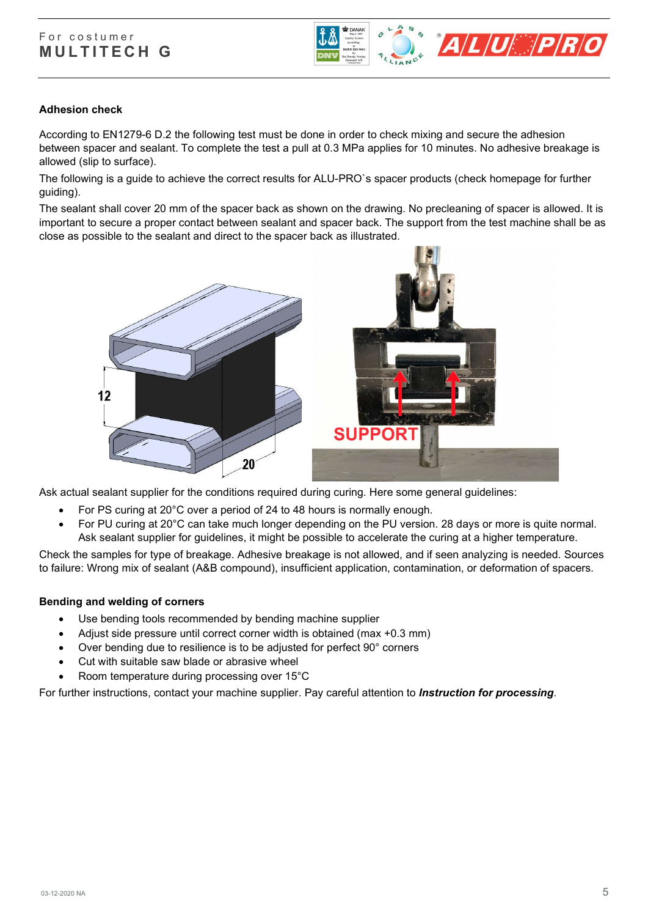### Adhesion check

According to EN1279-6 D.2 the following test must be done in order to check mixing and secure the adhesion between spacer and sealant. To complete the test a pull at 0.3 MPa applies for 10 minutes. No adhesive breakage is allowed (slip to surface).

The following is a guide to achieve the correct results for ALU-PRO`s spacer products (check homepage for further guiding).

The sealant shall cover 20 mm of the spacer back as shown on the drawing. No precleaning of spacer is allowed. It is important to secure a proper contact between sealant and spacer back. The support from the test machine shall be as close as possible to the sealant and direct to the spacer back as illustrated.

12

20

SUPPORT

Ask actual sealant supplier for the conditions required during curing. Here some general guidelines:

- For PS curing at 20°C over a period of 24 to 48 hours is normally enough.
- For PU curing at 20°C can take much longer depending on the PU version. 28 days or more is quite normal. Ask sealant supplier for guidelines, it might be possible to accelerate the curing at a higher temperature.

Check the samples for type of breakage. Adhesive breakage is not allowed, and if seen analyzing is needed. Sources to failure: Wrong mix of sealant (A&B compound), insufficient application, contamination, or deformation of spacers.

### Bending and welding of corners

- Use bending tools recommended by bending machine supplier
- Adjust side pressure until correct corner width is obtained (max +0.3 mm)
- Over bending due to resilience is to be adjusted for perfect 90° corners
- Cut with suitable saw blade or abrasive wheel
- Room temperature during processing over 15°C

For further instructions, contact your machine supplier. Pay careful attention to ***Instruction for processing***.